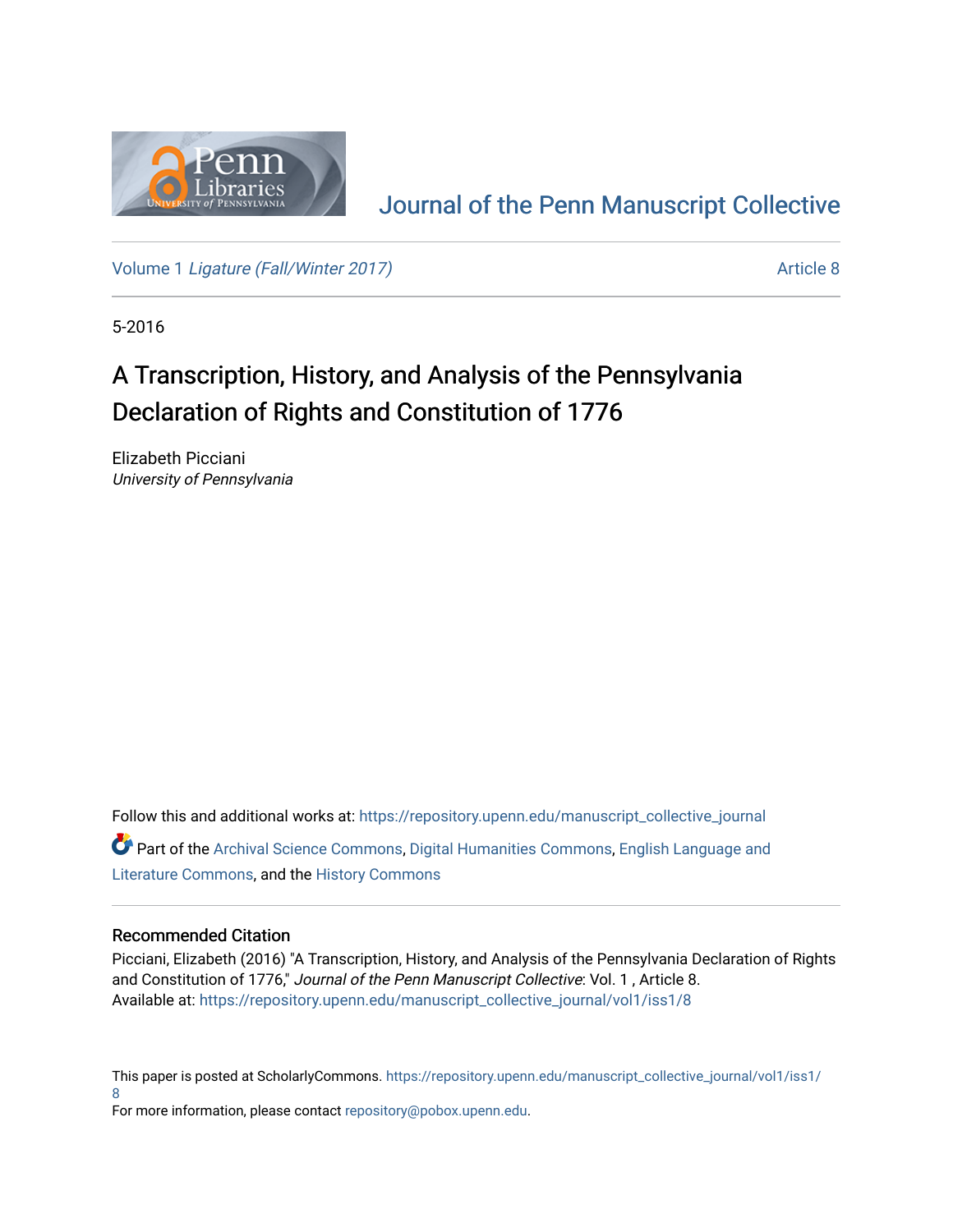Journal of the Penn Manuscript Collective

Volume 1 *Ligature (Fall/Winter 2017)* Article 8

5-2016

# A Transcription, History, and Analysis of the Pennsylvania Declaration of Rights and Constitution of 1776

Elizabeth Picciani
*University of Pennsylvania*

Follow this and additional works at: https://repository.upenn.edu/manuscript_collective_journal

Part of the Archival Science Commons, Digital Humanities Commons, English Language and Literature Commons, and the History Commons

## Recommended Citation

Picciani, Elizabeth (2016) "A Transcription, History, and Analysis of the Pennsylvania Declaration of Rights and Constitution of 1776," *Journal of the Penn Manuscript Collective*: Vol. 1 , Article 8.
Available at: https://repository.upenn.edu/manuscript_collective_journal/vol1/iss1/8

This paper is posted at ScholarlyCommons. https://repository.upenn.edu/manuscript_collective_journal/vol1/iss1/8
For more information, please contact repository@pobox.upenn.edu.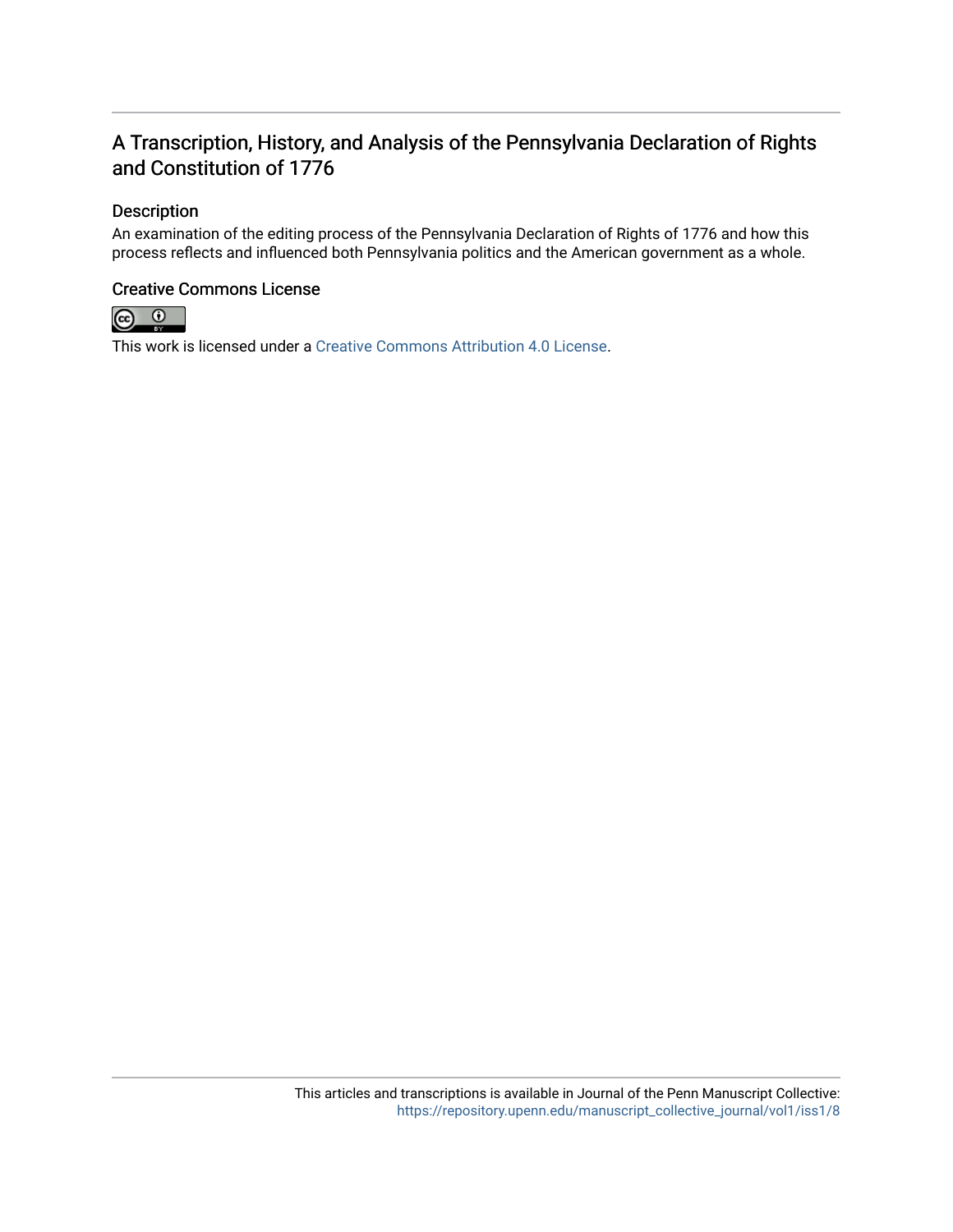# A Transcription, History, and Analysis of the Pennsylvania Declaration of Rights and Constitution of 1776

## Description

An examination of the editing process of the Pennsylvania Declaration of Rights of 1776 and how this process reflects and influenced both Pennsylvania politics and the American government as a whole.

## Creative Commons License

This work is licensed under a Creative Commons Attribution 4.0 License.

This articles and transcriptions is available in Journal of the Penn Manuscript Collective: https://repository.upenn.edu/manuscript_collective_journal/vol1/iss1/8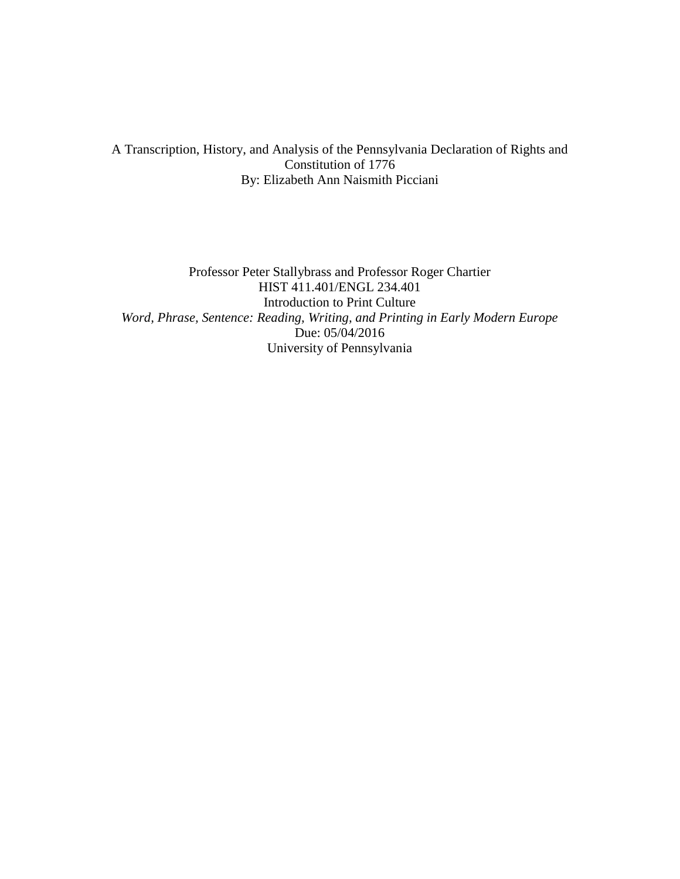A Transcription, History, and Analysis of the Pennsylvania Declaration of Rights and Constitution of 1776

By: Elizabeth Ann Naismith Picciani

Professor Peter Stallybrass and Professor Roger Chartier

HIST 411.401/ENGL 234.401

Introduction to Print Culture

*Word, Phrase, Sentence: Reading, Writing, and Printing in Early Modern Europe*

Due: 05/04/2016

University of Pennsylvania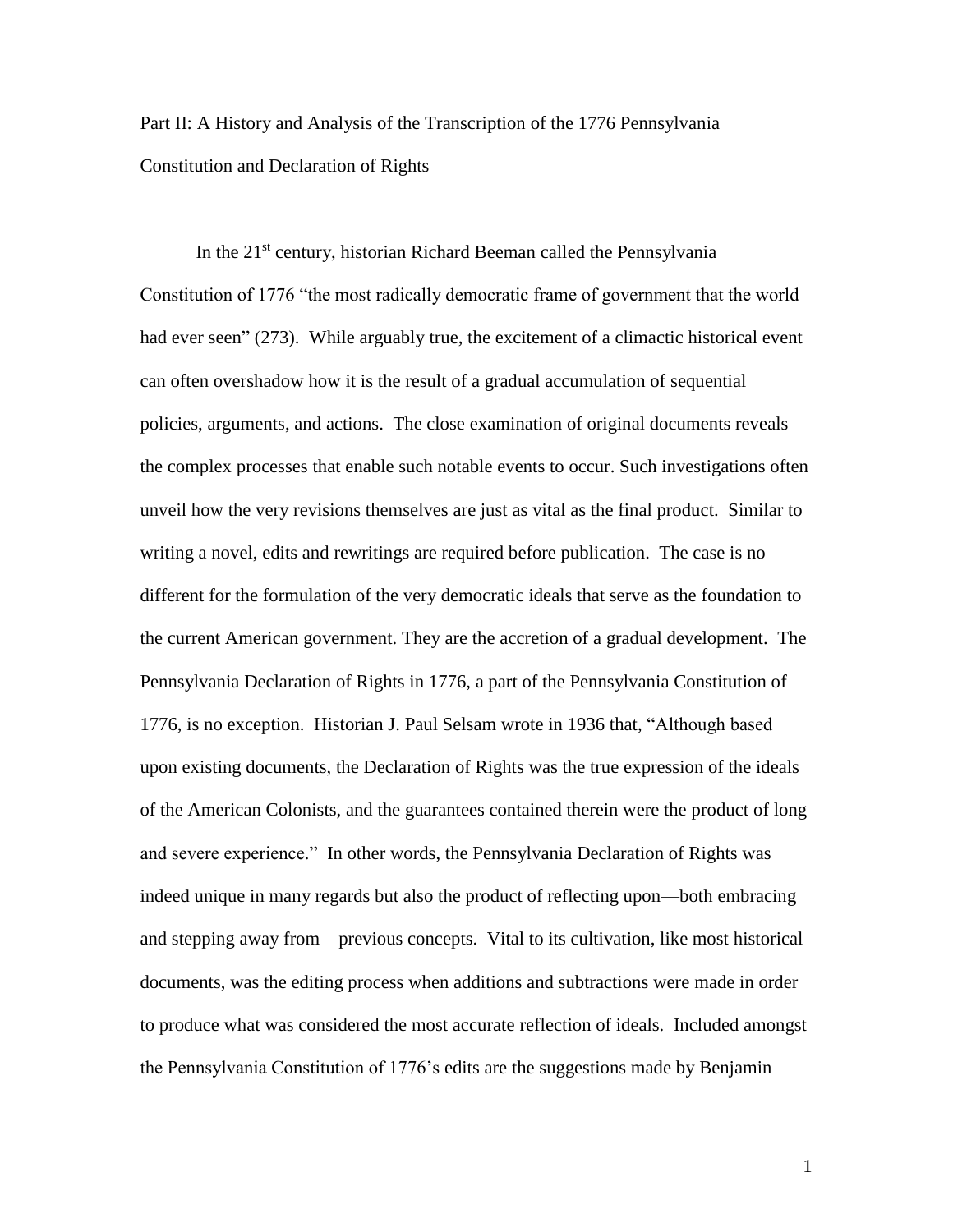Part II: A History and Analysis of the Transcription of the 1776 Pennsylvania Constitution and Declaration of Rights

In the 21st century, historian Richard Beeman called the Pennsylvania Constitution of 1776 "the most radically democratic frame of government that the world had ever seen" (273). While arguably true, the excitement of a climactic historical event can often overshadow how it is the result of a gradual accumulation of sequential policies, arguments, and actions. The close examination of original documents reveals the complex processes that enable such notable events to occur. Such investigations often unveil how the very revisions themselves are just as vital as the final product. Similar to writing a novel, edits and rewritings are required before publication. The case is no different for the formulation of the very democratic ideals that serve as the foundation to the current American government. They are the accretion of a gradual development. The Pennsylvania Declaration of Rights in 1776, a part of the Pennsylvania Constitution of 1776, is no exception. Historian J. Paul Selsam wrote in 1936 that, "Although based upon existing documents, the Declaration of Rights was the true expression of the ideals of the American Colonists, and the guarantees contained therein were the product of long and severe experience." In other words, the Pennsylvania Declaration of Rights was indeed unique in many regards but also the product of reflecting upon—both embracing and stepping away from—previous concepts. Vital to its cultivation, like most historical documents, was the editing process when additions and subtractions were made in order to produce what was considered the most accurate reflection of ideals. Included amongst the Pennsylvania Constitution of 1776's edits are the suggestions made by Benjamin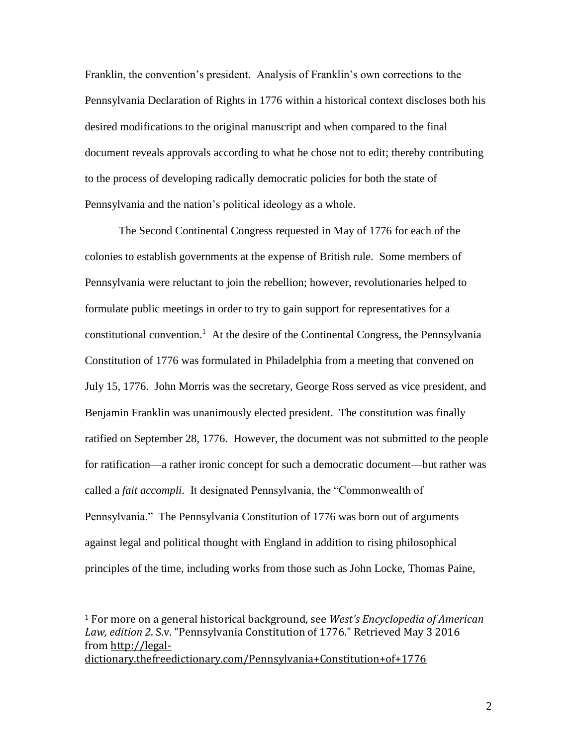Franklin, the convention's president. Analysis of Franklin's own corrections to the Pennsylvania Declaration of Rights in 1776 within a historical context discloses both his desired modifications to the original manuscript and when compared to the final document reveals approvals according to what he chose not to edit; thereby contributing to the process of developing radically democratic policies for both the state of Pennsylvania and the nation's political ideology as a whole.

The Second Continental Congress requested in May of 1776 for each of the colonies to establish governments at the expense of British rule. Some members of Pennsylvania were reluctant to join the rebellion; however, revolutionaries helped to formulate public meetings in order to try to gain support for representatives for a constitutional convention.[1] At the desire of the Continental Congress, the Pennsylvania Constitution of 1776 was formulated in Philadelphia from a meeting that convened on July 15, 1776. John Morris was the secretary, George Ross served as vice president, and Benjamin Franklin was unanimously elected president. The constitution was finally ratified on September 28, 1776. However, the document was not submitted to the people for ratification—a rather ironic concept for such a democratic document—but rather was called a *fait accompli*. It designated Pennsylvania, the "Commonwealth of Pennsylvania." The Pennsylvania Constitution of 1776 was born out of arguments against legal and political thought with England in addition to rising philosophical principles of the time, including works from those such as John Locke, Thomas Paine,

---

[1] For more on a general historical background, see *West's Encyclopedia of American Law, edition 2*. S.v. "Pennsylvania Constitution of 1776." Retrieved May 3 2016 from http://legal-dictionary.thefreedictionary.com/Pennsylvania+Constitution+of+1776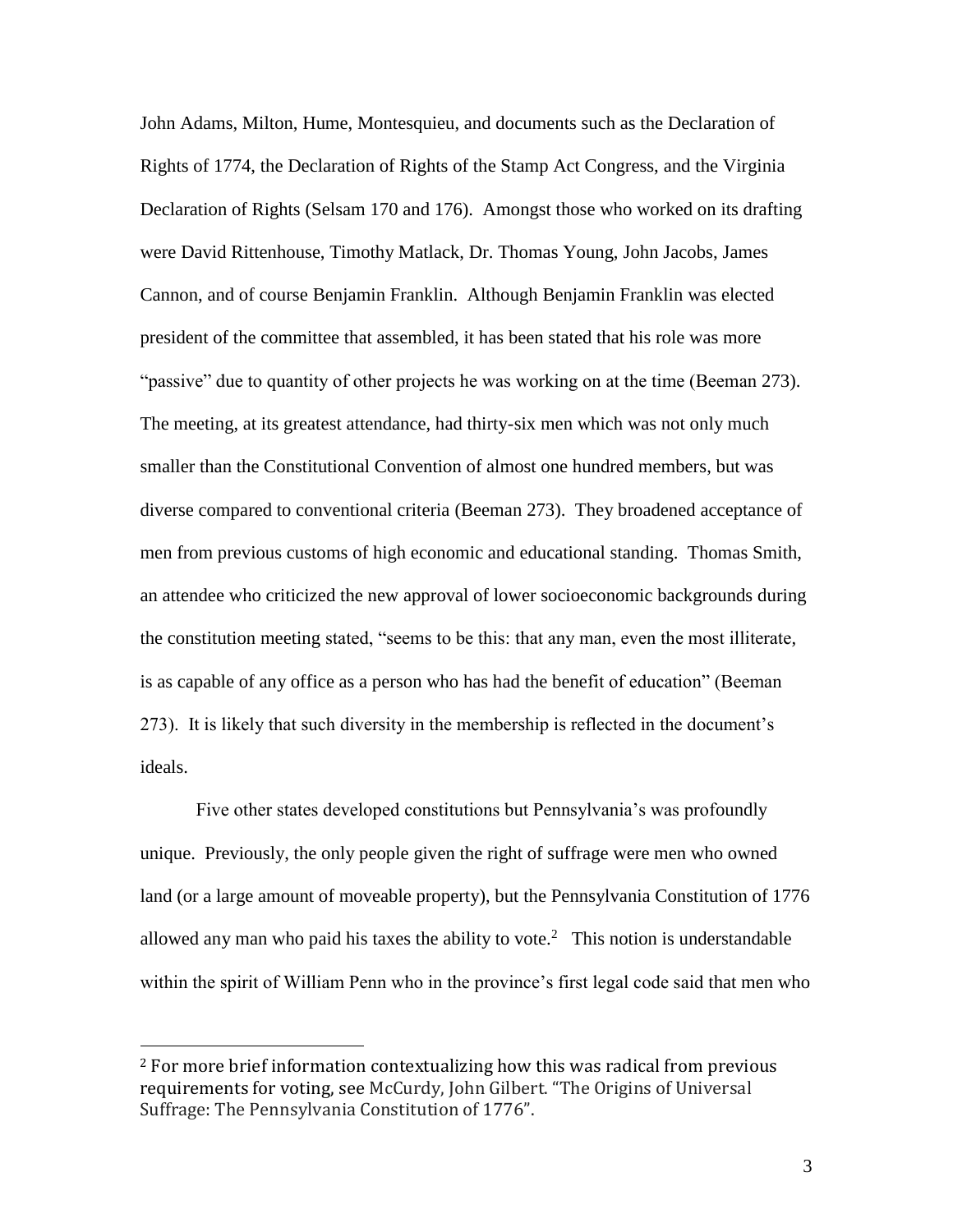John Adams, Milton, Hume, Montesquieu, and documents such as the Declaration of Rights of 1774, the Declaration of Rights of the Stamp Act Congress, and the Virginia Declaration of Rights (Selsam 170 and 176). Amongst those who worked on its drafting were David Rittenhouse, Timothy Matlack, Dr. Thomas Young, John Jacobs, James Cannon, and of course Benjamin Franklin. Although Benjamin Franklin was elected president of the committee that assembled, it has been stated that his role was more "passive" due to quantity of other projects he was working on at the time (Beeman 273). The meeting, at its greatest attendance, had thirty-six men which was not only much smaller than the Constitutional Convention of almost one hundred members, but was diverse compared to conventional criteria (Beeman 273). They broadened acceptance of men from previous customs of high economic and educational standing. Thomas Smith, an attendee who criticized the new approval of lower socioeconomic backgrounds during the constitution meeting stated, "seems to be this: that any man, even the most illiterate, is as capable of any office as a person who has had the benefit of education" (Beeman 273). It is likely that such diversity in the membership is reflected in the document's ideals.

Five other states developed constitutions but Pennsylvania's was profoundly unique. Previously, the only people given the right of suffrage were men who owned land (or a large amount of moveable property), but the Pennsylvania Constitution of 1776 allowed any man who paid his taxes the ability to vote.[2] This notion is understandable within the spirit of William Penn who in the province's first legal code said that men who

[2] For more brief information contextualizing how this was radical from previous requirements for voting, see McCurdy, John Gilbert. "The Origins of Universal Suffrage: The Pennsylvania Constitution of 1776".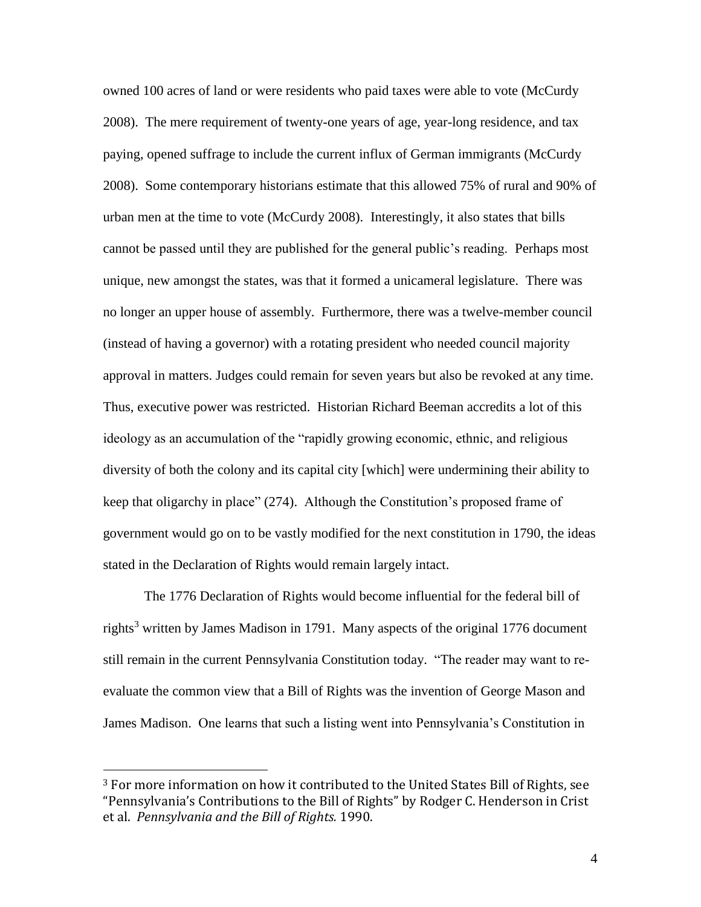owned 100 acres of land or were residents who paid taxes were able to vote (McCurdy 2008). The mere requirement of twenty-one years of age, year-long residence, and tax paying, opened suffrage to include the current influx of German immigrants (McCurdy 2008). Some contemporary historians estimate that this allowed 75% of rural and 90% of urban men at the time to vote (McCurdy 2008). Interestingly, it also states that bills cannot be passed until they are published for the general public's reading. Perhaps most unique, new amongst the states, was that it formed a unicameral legislature. There was no longer an upper house of assembly. Furthermore, there was a twelve-member council (instead of having a governor) with a rotating president who needed council majority approval in matters. Judges could remain for seven years but also be revoked at any time. Thus, executive power was restricted. Historian Richard Beeman accredits a lot of this ideology as an accumulation of the "rapidly growing economic, ethnic, and religious diversity of both the colony and its capital city [which] were undermining their ability to keep that oligarchy in place" (274). Although the Constitution's proposed frame of government would go on to be vastly modified for the next constitution in 1790, the ideas stated in the Declaration of Rights would remain largely intact.

The 1776 Declaration of Rights would become influential for the federal bill of rights[3] written by James Madison in 1791. Many aspects of the original 1776 document still remain in the current Pennsylvania Constitution today. "The reader may want to re-evaluate the common view that a Bill of Rights was the invention of George Mason and James Madison. One learns that such a listing went into Pennsylvania's Constitution in

[3] For more information on how it contributed to the United States Bill of Rights, see "Pennsylvania's Contributions to the Bill of Rights" by Rodger C. Henderson in Crist et al. *Pennsylvania and the Bill of Rights*. 1990.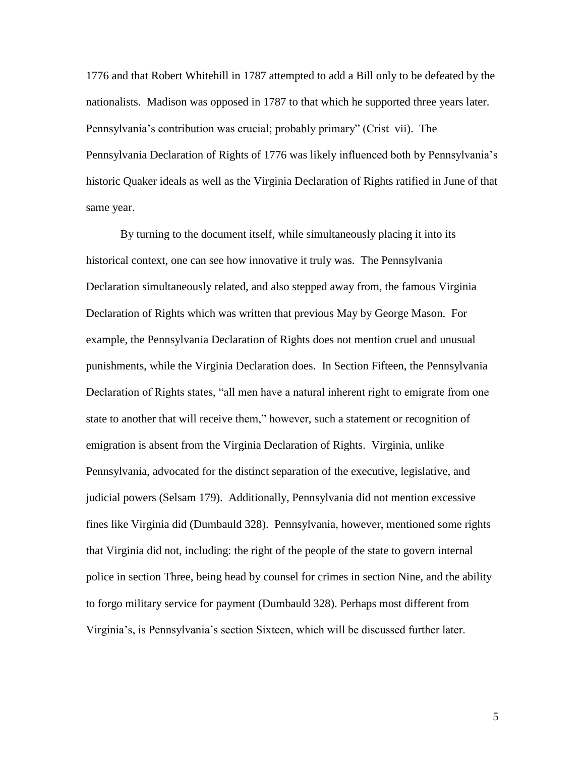1776 and that Robert Whitehill in 1787 attempted to add a Bill only to be defeated by the nationalists. Madison was opposed in 1787 to that which he supported three years later. Pennsylvania's contribution was crucial; probably primary" (Crist vii). The Pennsylvania Declaration of Rights of 1776 was likely influenced both by Pennsylvania's historic Quaker ideals as well as the Virginia Declaration of Rights ratified in June of that same year.

By turning to the document itself, while simultaneously placing it into its historical context, one can see how innovative it truly was. The Pennsylvania Declaration simultaneously related, and also stepped away from, the famous Virginia Declaration of Rights which was written that previous May by George Mason. For example, the Pennsylvania Declaration of Rights does not mention cruel and unusual punishments, while the Virginia Declaration does. In Section Fifteen, the Pennsylvania Declaration of Rights states, "all men have a natural inherent right to emigrate from one state to another that will receive them," however, such a statement or recognition of emigration is absent from the Virginia Declaration of Rights. Virginia, unlike Pennsylvania, advocated for the distinct separation of the executive, legislative, and judicial powers (Selsam 179). Additionally, Pennsylvania did not mention excessive fines like Virginia did (Dumbauld 328). Pennsylvania, however, mentioned some rights that Virginia did not, including: the right of the people of the state to govern internal police in section Three, being head by counsel for crimes in section Nine, and the ability to forgo military service for payment (Dumbauld 328). Perhaps most different from Virginia's, is Pennsylvania's section Sixteen, which will be discussed further later.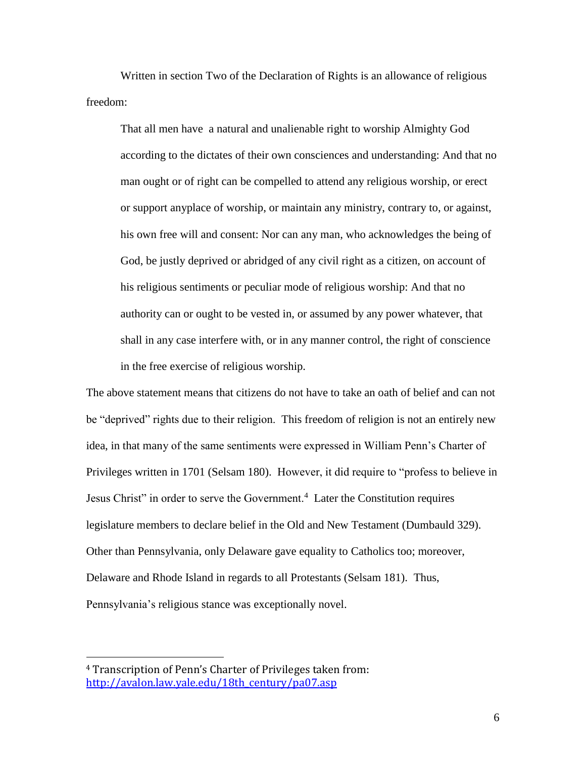Written in section Two of the Declaration of Rights is an allowance of religious freedom:

> That all men have a natural and unalienable right to worship Almighty God according to the dictates of their own consciences and understanding: And that no man ought or of right can be compelled to attend any religious worship, or erect or support anyplace of worship, or maintain any ministry, contrary to, or against, his own free will and consent: Nor can any man, who acknowledges the being of God, be justly deprived or abridged of any civil right as a citizen, on account of his religious sentiments or peculiar mode of religious worship: And that no authority can or ought to be vested in, or assumed by any power whatever, that shall in any case interfere with, or in any manner control, the right of conscience in the free exercise of religious worship.

The above statement means that citizens do not have to take an oath of belief and can not be "deprived" rights due to their religion. This freedom of religion is not an entirely new idea, in that many of the same sentiments were expressed in William Penn's Charter of Privileges written in 1701 (Selsam 180). However, it did require to "profess to believe in Jesus Christ" in order to serve the Government.[4] Later the Constitution requires legislature members to declare belief in the Old and New Testament (Dumbauld 329). Other than Pennsylvania, only Delaware gave equality to Catholics too; moreover, Delaware and Rhode Island in regards to all Protestants (Selsam 181). Thus, Pennsylvania's religious stance was exceptionally novel.

---

[4] Transcription of Penn's Charter of Privileges taken from: http://avalon.law.yale.edu/18th_century/pa07.asp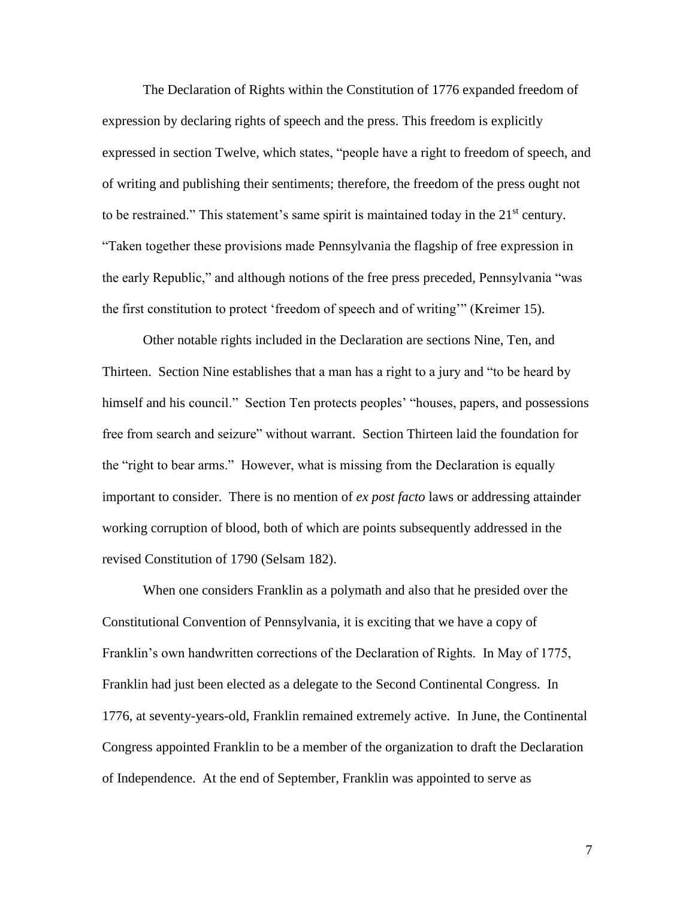The Declaration of Rights within the Constitution of 1776 expanded freedom of expression by declaring rights of speech and the press. This freedom is explicitly expressed in section Twelve, which states, "people have a right to freedom of speech, and of writing and publishing their sentiments; therefore, the freedom of the press ought not to be restrained." This statement's same spirit is maintained today in the 21st century. "Taken together these provisions made Pennsylvania the flagship of free expression in the early Republic," and although notions of the free press preceded, Pennsylvania "was the first constitution to protect 'freedom of speech and of writing'" (Kreimer 15).

Other notable rights included in the Declaration are sections Nine, Ten, and Thirteen. Section Nine establishes that a man has a right to a jury and "to be heard by himself and his council." Section Ten protects peoples' "houses, papers, and possessions free from search and seizure" without warrant. Section Thirteen laid the foundation for the "right to bear arms." However, what is missing from the Declaration is equally important to consider. There is no mention of *ex post facto* laws or addressing attainder working corruption of blood, both of which are points subsequently addressed in the revised Constitution of 1790 (Selsam 182).

When one considers Franklin as a polymath and also that he presided over the Constitutional Convention of Pennsylvania, it is exciting that we have a copy of Franklin's own handwritten corrections of the Declaration of Rights. In May of 1775, Franklin had just been elected as a delegate to the Second Continental Congress. In 1776, at seventy-years-old, Franklin remained extremely active. In June, the Continental Congress appointed Franklin to be a member of the organization to draft the Declaration of Independence. At the end of September, Franklin was appointed to serve as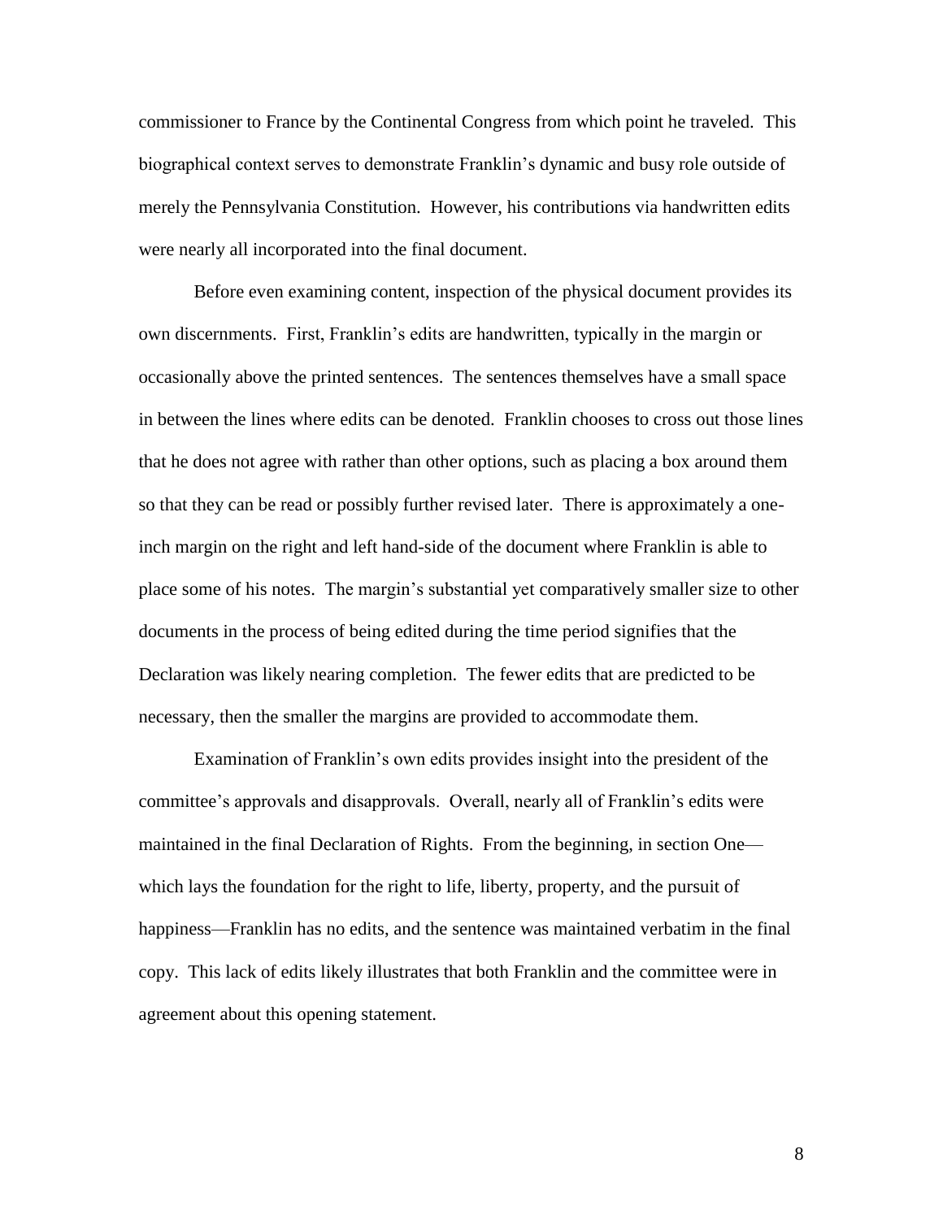commissioner to France by the Continental Congress from which point he traveled. This biographical context serves to demonstrate Franklin's dynamic and busy role outside of merely the Pennsylvania Constitution. However, his contributions via handwritten edits were nearly all incorporated into the final document.

Before even examining content, inspection of the physical document provides its own discernments. First, Franklin's edits are handwritten, typically in the margin or occasionally above the printed sentences. The sentences themselves have a small space in between the lines where edits can be denoted. Franklin chooses to cross out those lines that he does not agree with rather than other options, such as placing a box around them so that they can be read or possibly further revised later. There is approximately a one-inch margin on the right and left hand-side of the document where Franklin is able to place some of his notes. The margin's substantial yet comparatively smaller size to other documents in the process of being edited during the time period signifies that the Declaration was likely nearing completion. The fewer edits that are predicted to be necessary, then the smaller the margins are provided to accommodate them.

Examination of Franklin's own edits provides insight into the president of the committee's approvals and disapprovals. Overall, nearly all of Franklin's edits were maintained in the final Declaration of Rights. From the beginning, in section One—which lays the foundation for the right to life, liberty, property, and the pursuit of happiness—Franklin has no edits, and the sentence was maintained verbatim in the final copy. This lack of edits likely illustrates that both Franklin and the committee were in agreement about this opening statement.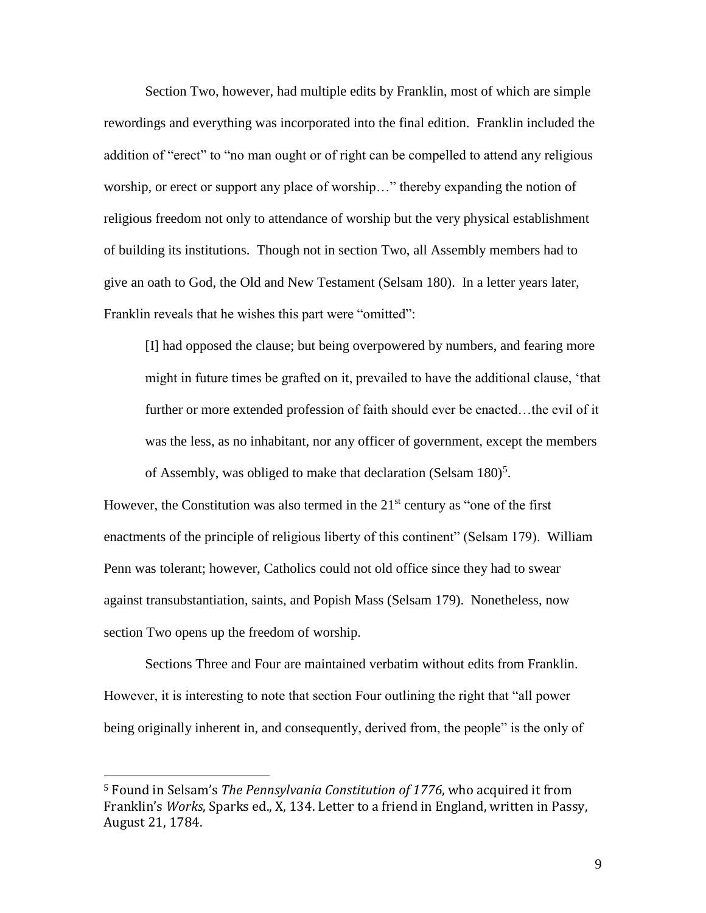Section Two, however, had multiple edits by Franklin, most of which are simple rewordings and everything was incorporated into the final edition. Franklin included the addition of "erect" to "no man ought or of right can be compelled to attend any religious worship, or erect or support any place of worship…" thereby expanding the notion of religious freedom not only to attendance of worship but the very physical establishment of building its institutions. Though not in section Two, all Assembly members had to give an oath to God, the Old and New Testament (Selsam 180). In a letter years later, Franklin reveals that he wishes this part were "omitted":

> [I] had opposed the clause; but being overpowered by numbers, and fearing more might in future times be grafted on it, prevailed to have the additional clause, 'that further or more extended profession of faith should ever be enacted…the evil of it was the less, as no inhabitant, nor any officer of government, except the members of Assembly, was obliged to make that declaration (Selsam 180)[5].

However, the Constitution was also termed in the 21st century as "one of the first enactments of the principle of religious liberty of this continent" (Selsam 179). William Penn was tolerant; however, Catholics could not old office since they had to swear against transubstantiation, saints, and Popish Mass (Selsam 179). Nonetheless, now section Two opens up the freedom of worship.

Sections Three and Four are maintained verbatim without edits from Franklin. However, it is interesting to note that section Four outlining the right that "all power being originally inherent in, and consequently, derived from, the people" is the only of

---

[5] Found in Selsam's *The Pennsylvania Constitution of 1776*, who acquired it from Franklin's *Works*, Sparks ed., X, 134. Letter to a friend in England, written in Passy, August 21, 1784.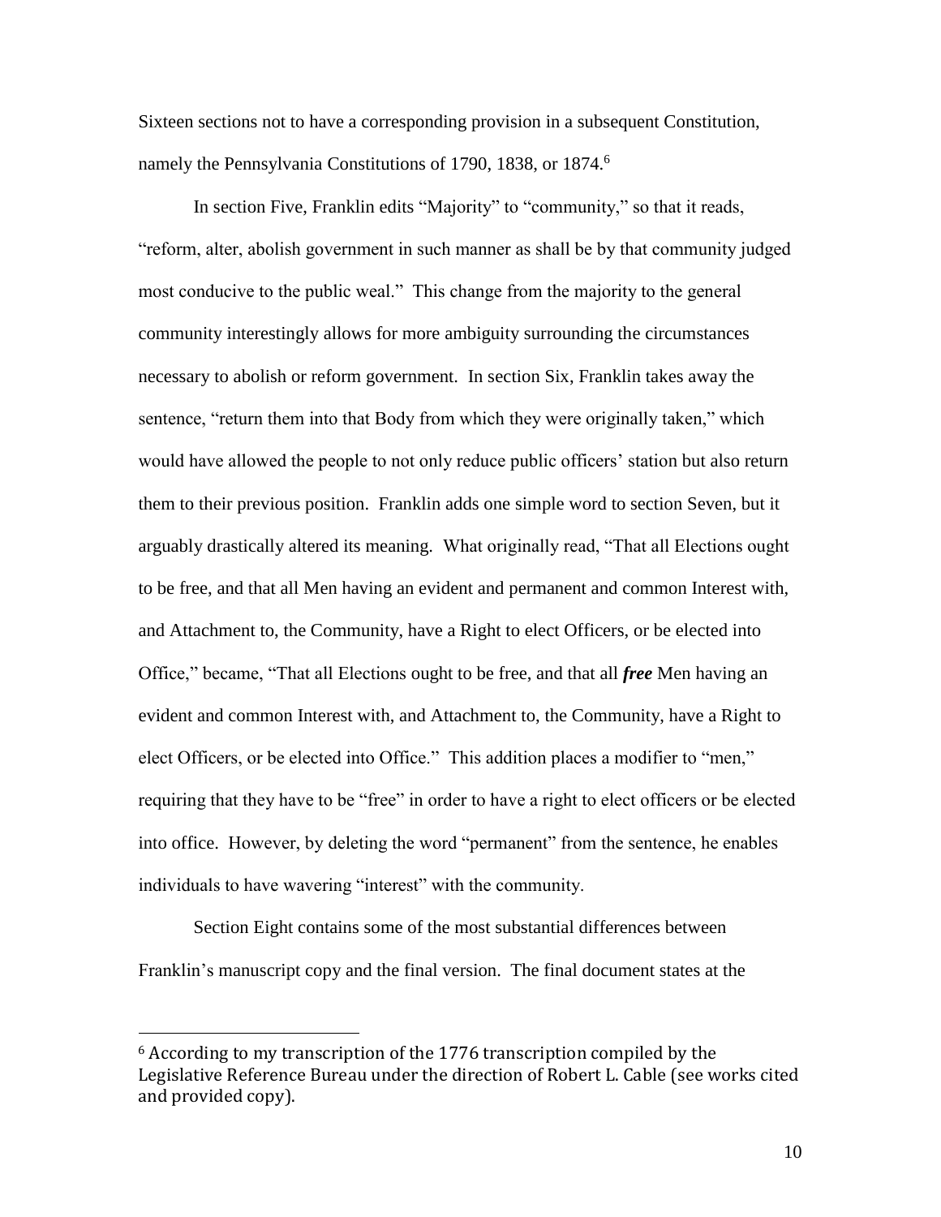Sixteen sections not to have a corresponding provision in a subsequent Constitution, namely the Pennsylvania Constitutions of 1790, 1838, or 1874.[6]

In section Five, Franklin edits "Majority" to "community," so that it reads, "reform, alter, abolish government in such manner as shall be by that community judged most conducive to the public weal." This change from the majority to the general community interestingly allows for more ambiguity surrounding the circumstances necessary to abolish or reform government. In section Six, Franklin takes away the sentence, "return them into that Body from which they were originally taken," which would have allowed the people to not only reduce public officers' station but also return them to their previous position. Franklin adds one simple word to section Seven, but it arguably drastically altered its meaning. What originally read, "That all Elections ought to be free, and that all Men having an evident and permanent and common Interest with, and Attachment to, the Community, have a Right to elect Officers, or be elected into Office," became, "That all Elections ought to be free, and that all ***free*** Men having an evident and common Interest with, and Attachment to, the Community, have a Right to elect Officers, or be elected into Office." This addition places a modifier to "men," requiring that they have to be "free" in order to have a right to elect officers or be elected into office. However, by deleting the word "permanent" from the sentence, he enables individuals to have wavering "interest" with the community.

Section Eight contains some of the most substantial differences between Franklin's manuscript copy and the final version. The final document states at the

[6] According to my transcription of the 1776 transcription compiled by the Legislative Reference Bureau under the direction of Robert L. Cable (see works cited and provided copy).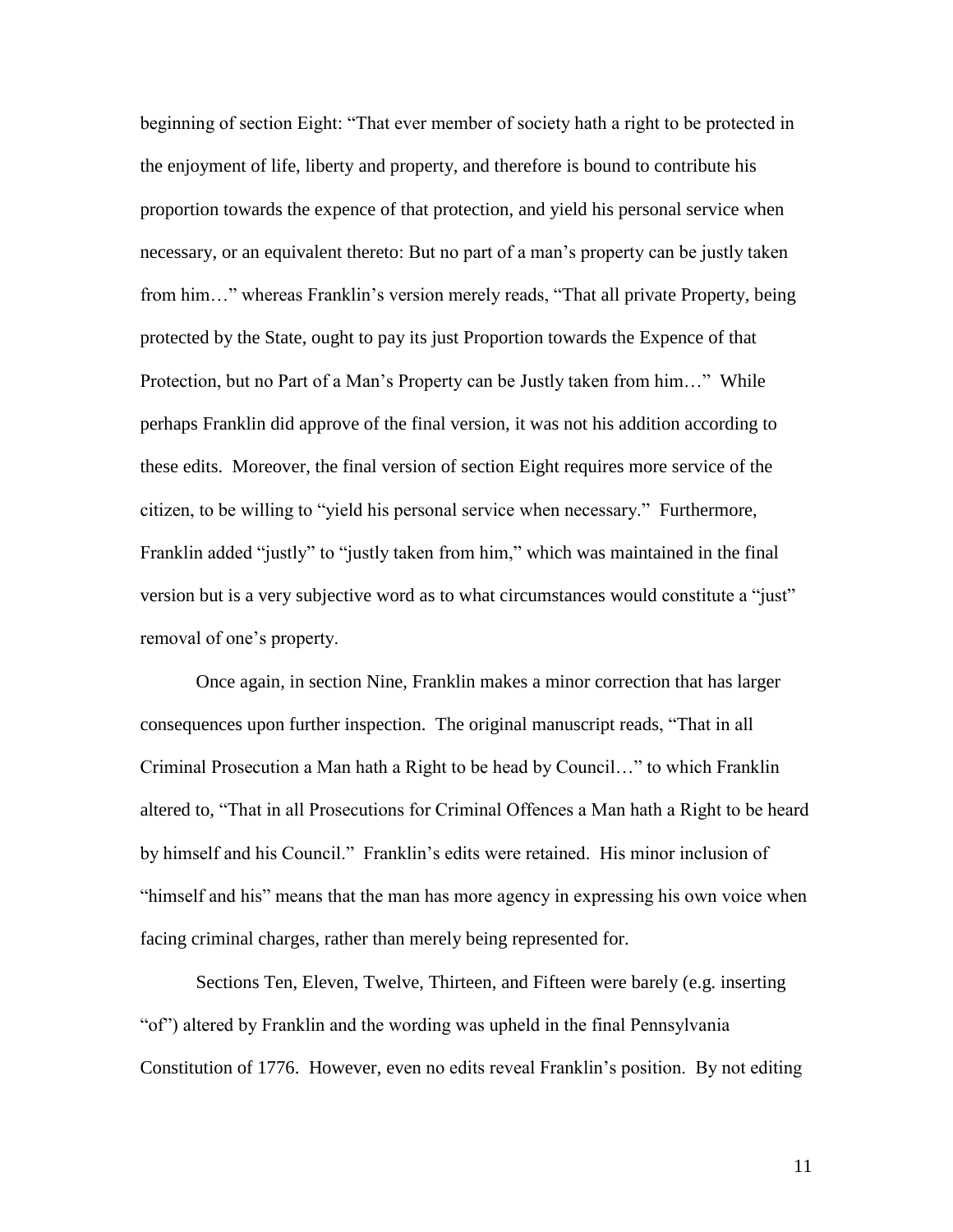beginning of section Eight: “That ever member of society hath a right to be protected in the enjoyment of life, liberty and property, and therefore is bound to contribute his proportion towards the expence of that protection, and yield his personal service when necessary, or an equivalent thereto: But no part of a man’s property can be justly taken from him…” whereas Franklin’s version merely reads, “That all private Property, being protected by the State, ought to pay its just Proportion towards the Expence of that Protection, but no Part of a Man’s Property can be Justly taken from him…” While perhaps Franklin did approve of the final version, it was not his addition according to these edits. Moreover, the final version of section Eight requires more service of the citizen, to be willing to “yield his personal service when necessary.” Furthermore, Franklin added “justly” to “justly taken from him,” which was maintained in the final version but is a very subjective word as to what circumstances would constitute a “just” removal of one’s property.

Once again, in section Nine, Franklin makes a minor correction that has larger consequences upon further inspection. The original manuscript reads, “That in all Criminal Prosecution a Man hath a Right to be head by Council…” to which Franklin altered to, “That in all Prosecutions for Criminal Offences a Man hath a Right to be heard by himself and his Council.” Franklin’s edits were retained. His minor inclusion of “himself and his” means that the man has more agency in expressing his own voice when facing criminal charges, rather than merely being represented for.

Sections Ten, Eleven, Twelve, Thirteen, and Fifteen were barely (e.g. inserting “of”) altered by Franklin and the wording was upheld in the final Pennsylvania Constitution of 1776. However, even no edits reveal Franklin’s position. By not editing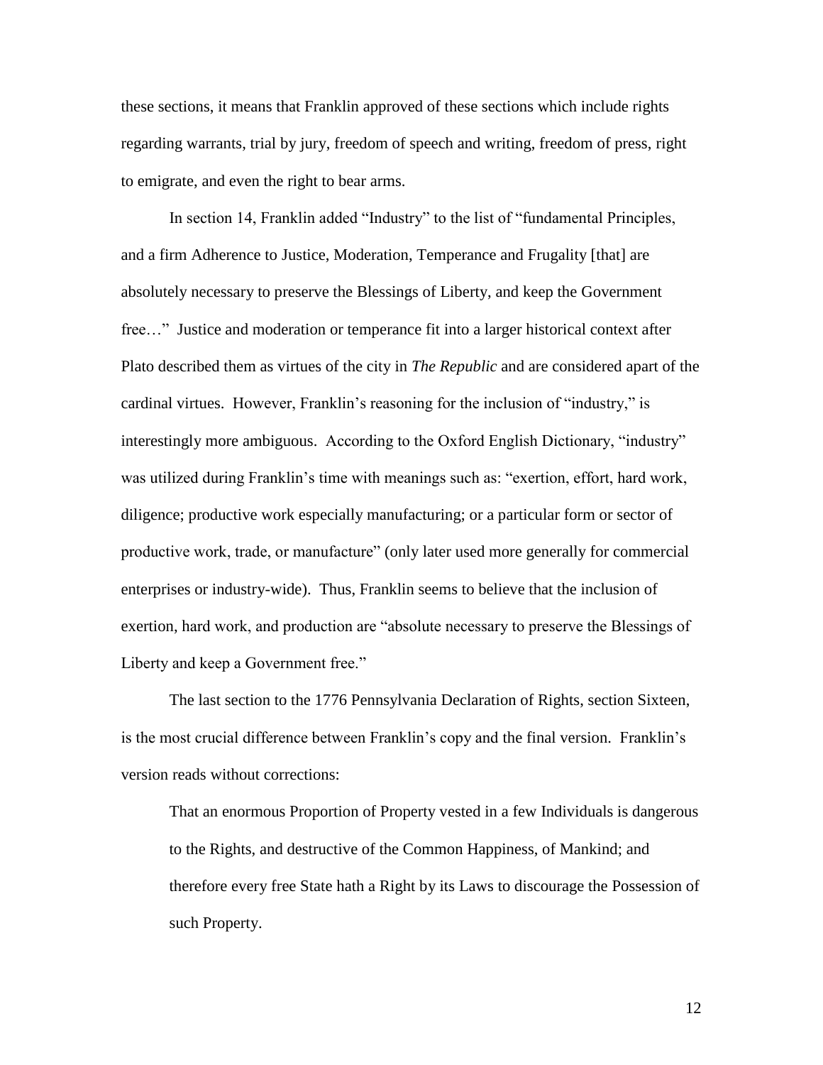these sections, it means that Franklin approved of these sections which include rights regarding warrants, trial by jury, freedom of speech and writing, freedom of press, right to emigrate, and even the right to bear arms.

In section 14, Franklin added "Industry" to the list of "fundamental Principles, and a firm Adherence to Justice, Moderation, Temperance and Frugality [that] are absolutely necessary to preserve the Blessings of Liberty, and keep the Government free…" Justice and moderation or temperance fit into a larger historical context after Plato described them as virtues of the city in *The Republic* and are considered apart of the cardinal virtues. However, Franklin's reasoning for the inclusion of "industry," is interestingly more ambiguous. According to the Oxford English Dictionary, "industry" was utilized during Franklin's time with meanings such as: "exertion, effort, hard work, diligence; productive work especially manufacturing; or a particular form or sector of productive work, trade, or manufacture" (only later used more generally for commercial enterprises or industry-wide). Thus, Franklin seems to believe that the inclusion of exertion, hard work, and production are "absolute necessary to preserve the Blessings of Liberty and keep a Government free."

The last section to the 1776 Pennsylvania Declaration of Rights, section Sixteen, is the most crucial difference between Franklin's copy and the final version. Franklin's version reads without corrections:

> That an enormous Proportion of Property vested in a few Individuals is dangerous to the Rights, and destructive of the Common Happiness, of Mankind; and therefore every free State hath a Right by its Laws to discourage the Possession of such Property.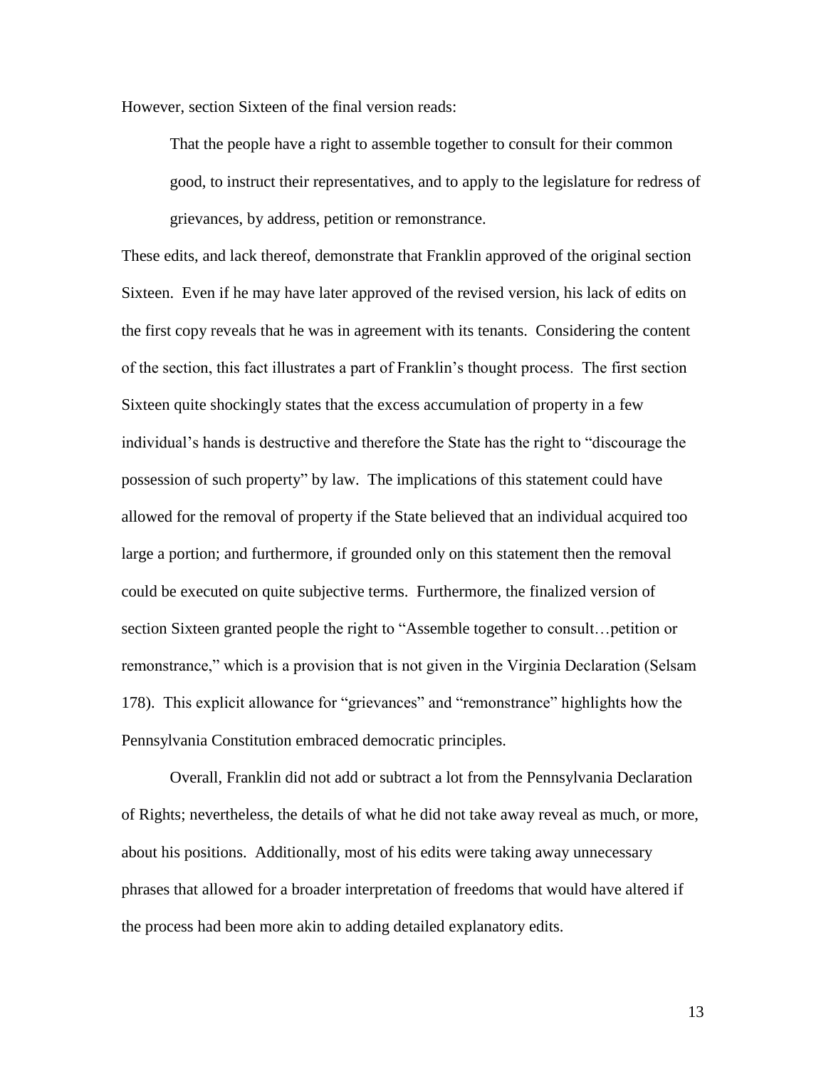However, section Sixteen of the final version reads:

> That the people have a right to assemble together to consult for their common good, to instruct their representatives, and to apply to the legislature for redress of grievances, by address, petition or remonstrance.

These edits, and lack thereof, demonstrate that Franklin approved of the original section Sixteen. Even if he may have later approved of the revised version, his lack of edits on the first copy reveals that he was in agreement with its tenants. Considering the content of the section, this fact illustrates a part of Franklin's thought process. The first section Sixteen quite shockingly states that the excess accumulation of property in a few individual's hands is destructive and therefore the State has the right to "discourage the possession of such property" by law. The implications of this statement could have allowed for the removal of property if the State believed that an individual acquired too large a portion; and furthermore, if grounded only on this statement then the removal could be executed on quite subjective terms. Furthermore, the finalized version of section Sixteen granted people the right to "Assemble together to consult…petition or remonstrance," which is a provision that is not given in the Virginia Declaration (Selsam 178). This explicit allowance for "grievances" and "remonstrance" highlights how the Pennsylvania Constitution embraced democratic principles.

Overall, Franklin did not add or subtract a lot from the Pennsylvania Declaration of Rights; nevertheless, the details of what he did not take away reveal as much, or more, about his positions. Additionally, most of his edits were taking away unnecessary phrases that allowed for a broader interpretation of freedoms that would have altered if the process had been more akin to adding detailed explanatory edits.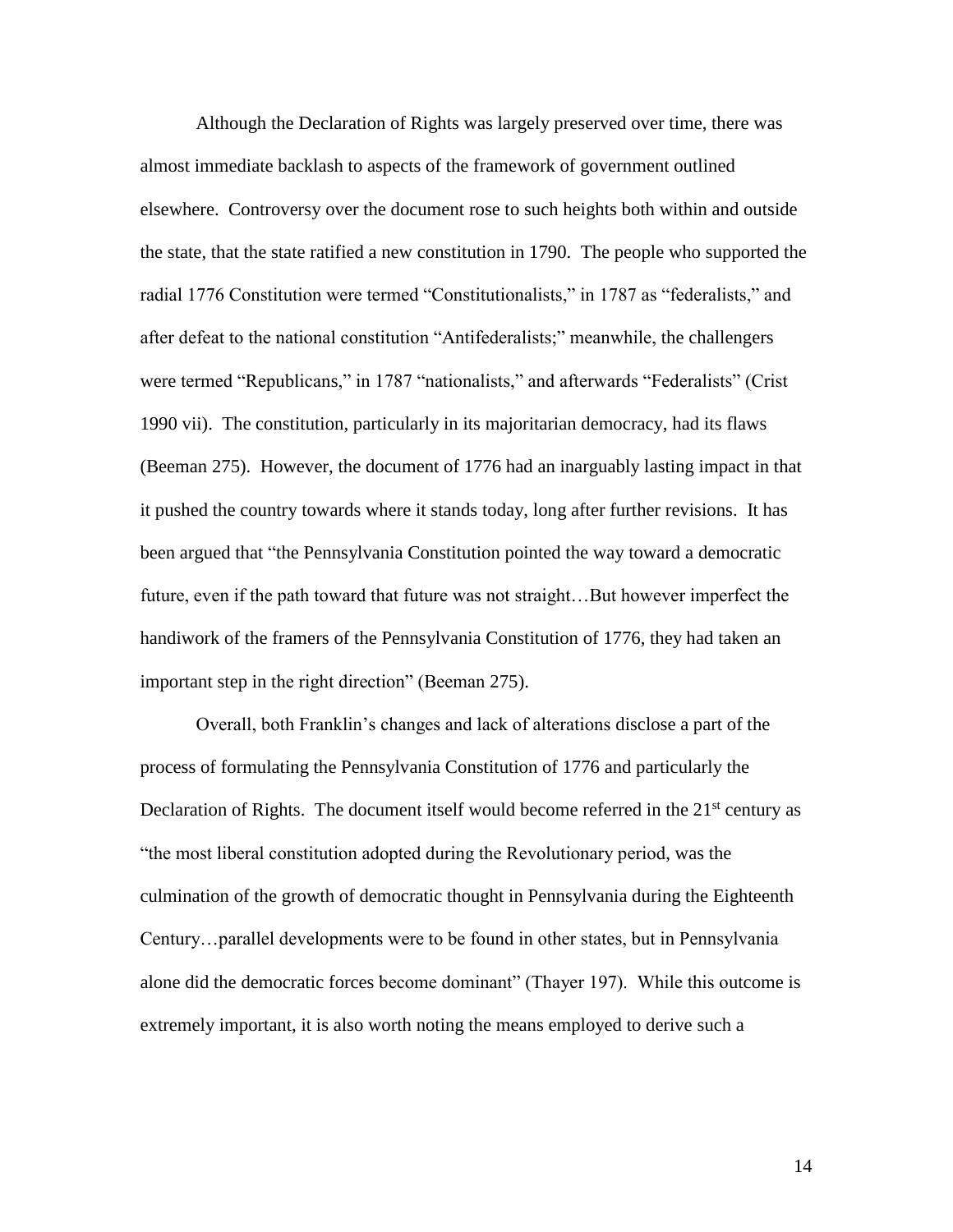Although the Declaration of Rights was largely preserved over time, there was almost immediate backlash to aspects of the framework of government outlined elsewhere. Controversy over the document rose to such heights both within and outside the state, that the state ratified a new constitution in 1790. The people who supported the radial 1776 Constitution were termed "Constitutionalists," in 1787 as "federalists," and after defeat to the national constitution "Antifederalists;" meanwhile, the challengers were termed "Republicans," in 1787 "nationalists," and afterwards "Federalists" (Crist 1990 vii). The constitution, particularly in its majoritarian democracy, had its flaws (Beeman 275). However, the document of 1776 had an inarguably lasting impact in that it pushed the country towards where it stands today, long after further revisions. It has been argued that "the Pennsylvania Constitution pointed the way toward a democratic future, even if the path toward that future was not straight…But however imperfect the handiwork of the framers of the Pennsylvania Constitution of 1776, they had taken an important step in the right direction" (Beeman 275).

Overall, both Franklin's changes and lack of alterations disclose a part of the process of formulating the Pennsylvania Constitution of 1776 and particularly the Declaration of Rights. The document itself would become referred in the 21st century as "the most liberal constitution adopted during the Revolutionary period, was the culmination of the growth of democratic thought in Pennsylvania during the Eighteenth Century…parallel developments were to be found in other states, but in Pennsylvania alone did the democratic forces become dominant" (Thayer 197). While this outcome is extremely important, it is also worth noting the means employed to derive such a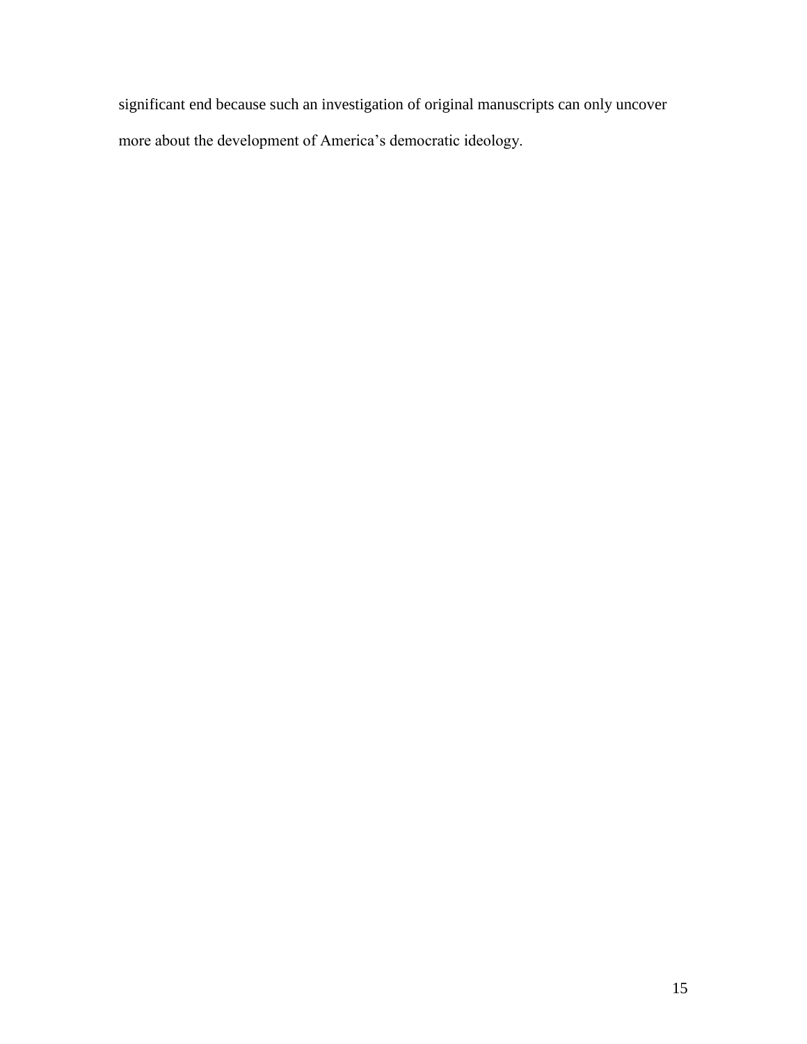significant end because such an investigation of original manuscripts can only uncover more about the development of America's democratic ideology.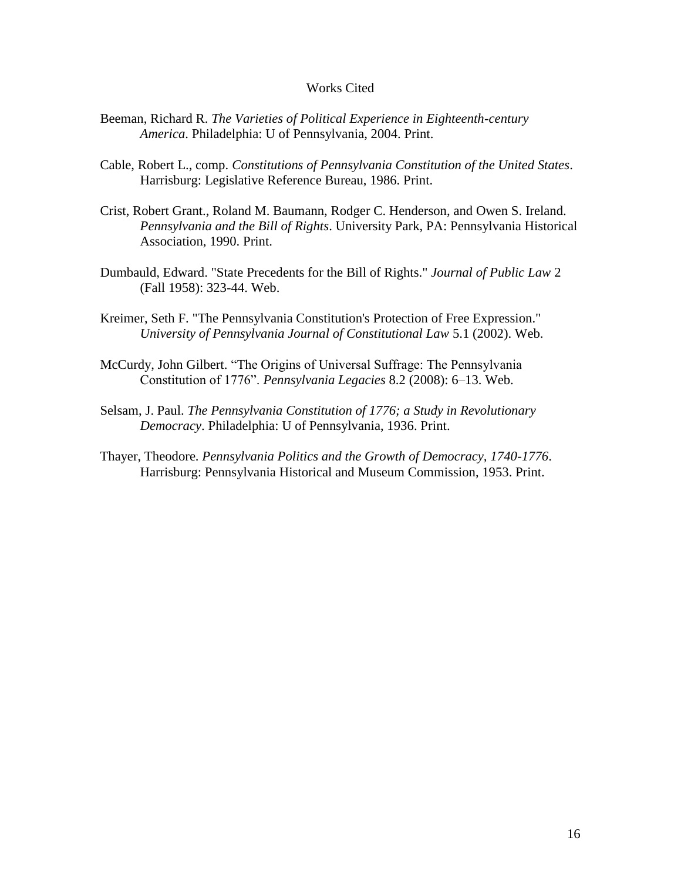# Works Cited

Beeman, Richard R. *The Varieties of Political Experience in Eighteenth-century America*. Philadelphia: U of Pennsylvania, 2004. Print.

Cable, Robert L., comp. *Constitutions of Pennsylvania Constitution of the United States*. Harrisburg: Legislative Reference Bureau, 1986. Print.

Crist, Robert Grant., Roland M. Baumann, Rodger C. Henderson, and Owen S. Ireland. *Pennsylvania and the Bill of Rights*. University Park, PA: Pennsylvania Historical Association, 1990. Print.

Dumbauld, Edward. "State Precedents for the Bill of Rights." *Journal of Public Law* 2 (Fall 1958): 323-44. Web.

Kreimer, Seth F. "The Pennsylvania Constitution's Protection of Free Expression." *University of Pennsylvania Journal of Constitutional Law* 5.1 (2002). Web.

McCurdy, John Gilbert. "The Origins of Universal Suffrage: The Pennsylvania Constitution of 1776". *Pennsylvania Legacies* 8.2 (2008): 6–13. Web.

Selsam, J. Paul. *The Pennsylvania Constitution of 1776; a Study in Revolutionary Democracy*. Philadelphia: U of Pennsylvania, 1936. Print.

Thayer, Theodore. *Pennsylvania Politics and the Growth of Democracy, 1740-1776*. Harrisburg: Pennsylvania Historical and Museum Commission, 1953. Print.